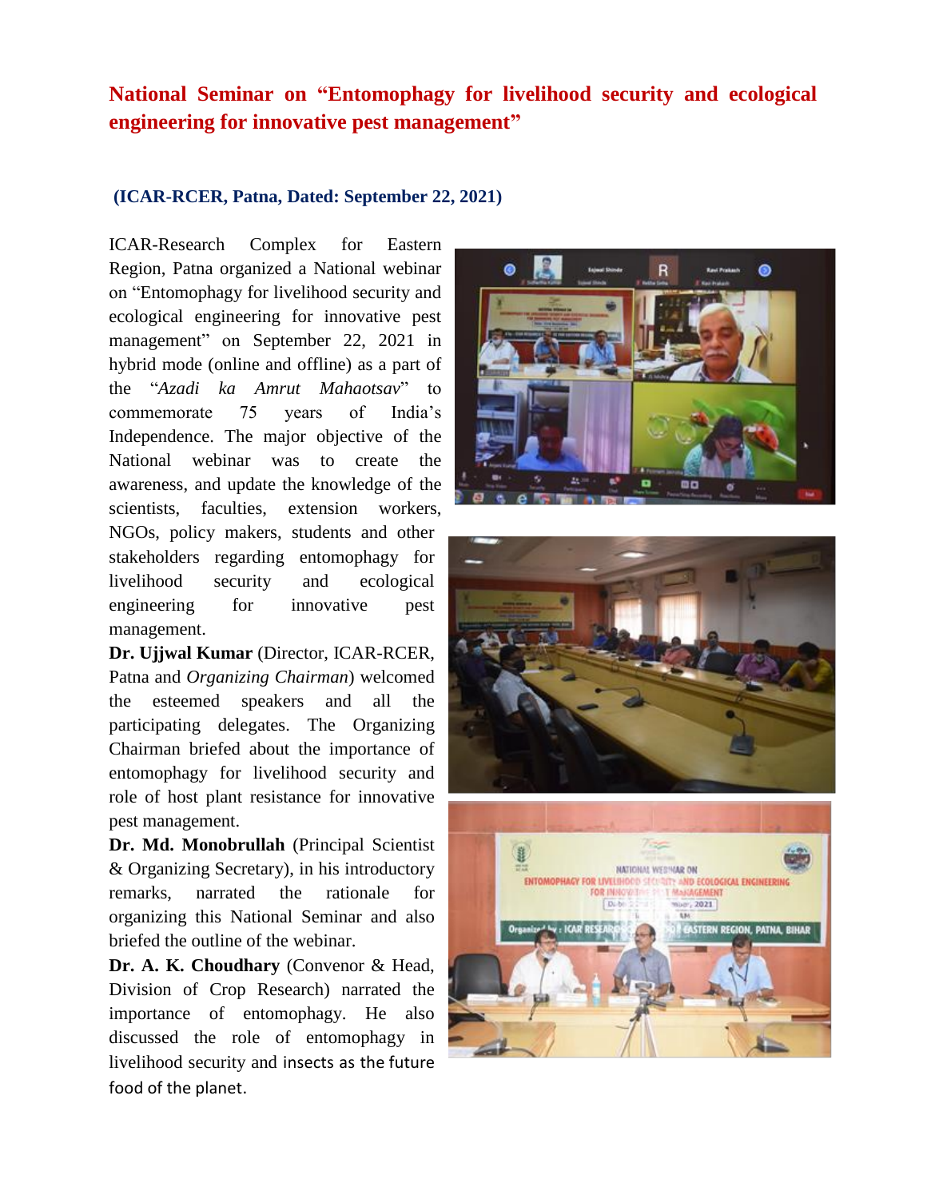# National Seminar on "Entomophagy for livelihood security and ecological engineering for innovative pest management"

**(ICAR-RCER, Patna, Dated: September 22, 2021)**

ICAR-Research Complex for Eastern Region, Patna organized a National webinar on "Entomophagy for livelihood security and ecological engineering for innovative pest management" on September 22, 2021 in hybrid mode (online and offline) as a part of the "*Azadi ka Amrut Mahaotsav*" to commemorate 75 years of India's Independence. The major objective of the National webinar was to create the awareness, and update the knowledge of the scientists, faculties, extension workers, NGOs, policy makers, students and other stakeholders regarding entomophagy for livelihood security and ecological engineering for innovative pest management.

**Dr. Ujjwal Kumar** (Director, ICAR-RCER, Patna and *Organizing Chairman*) welcomed the esteemed speakers and all the participating delegates. The Organizing Chairman briefed about the importance of entomophagy for livelihood security and role of host plant resistance for innovative pest management.

**Dr. Md. Monobrullah** (Principal Scientist & Organizing Secretary), in his introductory remarks, narrated the rationale for organizing this National Seminar and also briefed the outline of the webinar.

**Dr. A. K. Choudhary** (Convenor & Head, Division of Crop Research) narrated the importance of entomophagy. He also discussed the role of entomophagy in livelihood security and insects as the future food of the planet.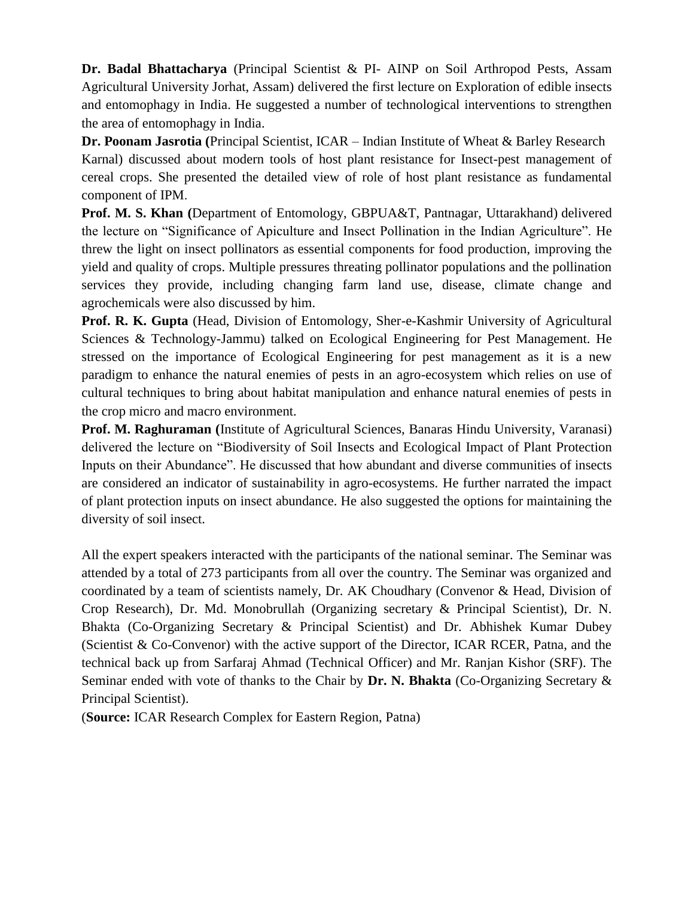**Dr. Badal Bhattacharya** (Principal Scientist & PI- AINP on Soil Arthropod Pests, Assam Agricultural University Jorhat, Assam) delivered the first lecture on Exploration of edible insects and entomophagy in India. He suggested a number of technological interventions to strengthen the area of entomophagy in India.

**Dr. Poonam Jasrotia (**Principal Scientist, ICAR – Indian Institute of Wheat & Barley Research Karnal) discussed about modern tools of host plant resistance for Insect-pest management of cereal crops. She presented the detailed view of role of host plant resistance as fundamental component of IPM.

**Prof. M. S. Khan (**Department of Entomology, GBPUA&T, Pantnagar, Uttarakhand) delivered the lecture on "Significance of Apiculture and Insect Pollination in the Indian Agriculture". He threw the light on insect pollinators as essential components for food production, improving the yield and quality of crops. Multiple pressures threating pollinator populations and the pollination services they provide, including changing farm land use, disease, climate change and agrochemicals were also discussed by him.

**Prof. R. K. Gupta** (Head, Division of Entomology, Sher-e-Kashmir University of Agricultural Sciences & Technology-Jammu) talked on Ecological Engineering for Pest Management. He stressed on the importance of Ecological Engineering for pest management as it is a new paradigm to enhance the natural enemies of pests in an agro-ecosystem which relies on use of cultural techniques to bring about habitat manipulation and enhance natural enemies of pests in the crop micro and macro environment.

**Prof. M. Raghuraman (**Institute of Agricultural Sciences, Banaras Hindu University, Varanasi) delivered the lecture on "Biodiversity of Soil Insects and Ecological Impact of Plant Protection Inputs on their Abundance". He discussed that how abundant and diverse communities of insects are considered an indicator of sustainability in agro-ecosystems. He further narrated the impact of plant protection inputs on insect abundance. He also suggested the options for maintaining the diversity of soil insect.

All the expert speakers interacted with the participants of the national seminar. The Seminar was attended by a total of 273 participants from all over the country. The Seminar was organized and coordinated by a team of scientists namely, Dr. AK Choudhary (Convenor & Head, Division of Crop Research), Dr. Md. Monobrullah (Organizing secretary & Principal Scientist), Dr. N. Bhakta (Co-Organizing Secretary & Principal Scientist) and Dr. Abhishek Kumar Dubey (Scientist & Co-Convenor) with the active support of the Director, ICAR RCER, Patna, and the technical back up from Sarfaraj Ahmad (Technical Officer) and Mr. Ranjan Kishor (SRF). The Seminar ended with vote of thanks to the Chair by **Dr. N. Bhakta** (Co-Organizing Secretary & Principal Scientist).

(**Source:** ICAR Research Complex for Eastern Region, Patna)